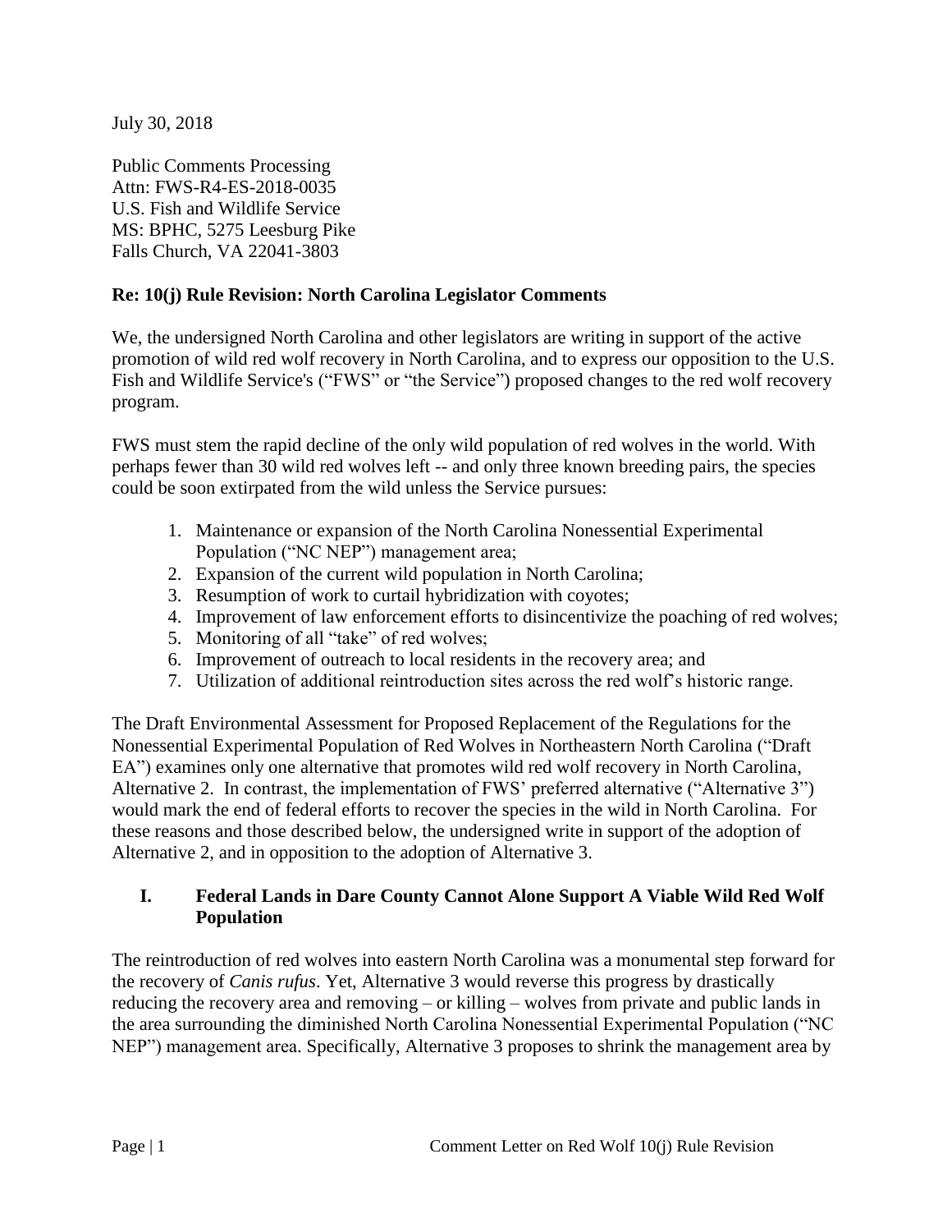July 30, 2018

Public Comments Processing
Attn: FWS-R4-ES-2018-0035
U.S. Fish and Wildlife Service
MS: BPHC, 5275 Leesburg Pike
Falls Church, VA 22041-3803

**Re: 10(j) Rule Revision: North Carolina Legislator Comments**

We, the undersigned North Carolina and other legislators are writing in support of the active promotion of wild red wolf recovery in North Carolina, and to express our opposition to the U.S. Fish and Wildlife Service's ("FWS" or "the Service") proposed changes to the red wolf recovery program.

FWS must stem the rapid decline of the only wild population of red wolves in the world. With perhaps fewer than 30 wild red wolves left -- and only three known breeding pairs, the species could be soon extirpated from the wild unless the Service pursues:

1. Maintenance or expansion of the North Carolina Nonessential Experimental Population ("NC NEP") management area;
2. Expansion of the current wild population in North Carolina;
3. Resumption of work to curtail hybridization with coyotes;
4. Improvement of law enforcement efforts to disincentivize the poaching of red wolves;
5. Monitoring of all "take" of red wolves;
6. Improvement of outreach to local residents in the recovery area; and
7. Utilization of additional reintroduction sites across the red wolf's historic range.

The Draft Environmental Assessment for Proposed Replacement of the Regulations for the Nonessential Experimental Population of Red Wolves in Northeastern North Carolina ("Draft EA") examines only one alternative that promotes wild red wolf recovery in North Carolina, Alternative 2. In contrast, the implementation of FWS' preferred alternative ("Alternative 3") would mark the end of federal efforts to recover the species in the wild in North Carolina. For these reasons and those described below, the undersigned write in support of the adoption of Alternative 2, and in opposition to the adoption of Alternative 3.

## I. Federal Lands in Dare County Cannot Alone Support A Viable Wild Red Wolf Population

The reintroduction of red wolves into eastern North Carolina was a monumental step forward for the recovery of *Canis rufus*. Yet, Alternative 3 would reverse this progress by drastically reducing the recovery area and removing – or killing – wolves from private and public lands in the area surrounding the diminished North Carolina Nonessential Experimental Population ("NC NEP") management area. Specifically, Alternative 3 proposes to shrink the management area by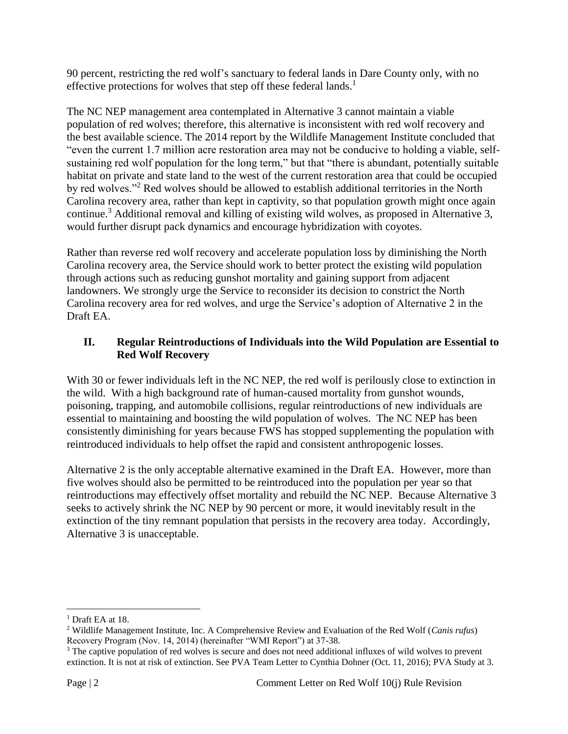90 percent, restricting the red wolf's sanctuary to federal lands in Dare County only, with no effective protections for wolves that step off these federal lands.[1]

The NC NEP management area contemplated in Alternative 3 cannot maintain a viable population of red wolves; therefore, this alternative is inconsistent with red wolf recovery and the best available science. The 2014 report by the Wildlife Management Institute concluded that "even the current 1.7 million acre restoration area may not be conducive to holding a viable, self-sustaining red wolf population for the long term," but that "there is abundant, potentially suitable habitat on private and state land to the west of the current restoration area that could be occupied by red wolves."[2] Red wolves should be allowed to establish additional territories in the North Carolina recovery area, rather than kept in captivity, so that population growth might once again continue.[3] Additional removal and killing of existing wild wolves, as proposed in Alternative 3, would further disrupt pack dynamics and encourage hybridization with coyotes.

Rather than reverse red wolf recovery and accelerate population loss by diminishing the North Carolina recovery area, the Service should work to better protect the existing wild population through actions such as reducing gunshot mortality and gaining support from adjacent landowners. We strongly urge the Service to reconsider its decision to constrict the North Carolina recovery area for red wolves, and urge the Service's adoption of Alternative 2 in the Draft EA.

## II. Regular Reintroductions of Individuals into the Wild Population are Essential to Red Wolf Recovery

With 30 or fewer individuals left in the NC NEP, the red wolf is perilously close to extinction in the wild. With a high background rate of human-caused mortality from gunshot wounds, poisoning, trapping, and automobile collisions, regular reintroductions of new individuals are essential to maintaining and boosting the wild population of wolves. The NC NEP has been consistently diminishing for years because FWS has stopped supplementing the population with reintroduced individuals to help offset the rapid and consistent anthropogenic losses.

Alternative 2 is the only acceptable alternative examined in the Draft EA. However, more than five wolves should also be permitted to be reintroduced into the population per year so that reintroductions may effectively offset mortality and rebuild the NC NEP. Because Alternative 3 seeks to actively shrink the NC NEP by 90 percent or more, it would inevitably result in the extinction of the tiny remnant population that persists in the recovery area today. Accordingly, Alternative 3 is unacceptable.

---

[1] Draft EA at 18.

[2] Wildlife Management Institute, Inc. A Comprehensive Review and Evaluation of the Red Wolf (*Canis rufus*) Recovery Program (Nov. 14, 2014) (hereinafter "WMI Report") at 37-38.

[3] The captive population of red wolves is secure and does not need additional influxes of wild wolves to prevent extinction. It is not at risk of extinction. See PVA Team Letter to Cynthia Dohner (Oct. 11, 2016); PVA Study at 3.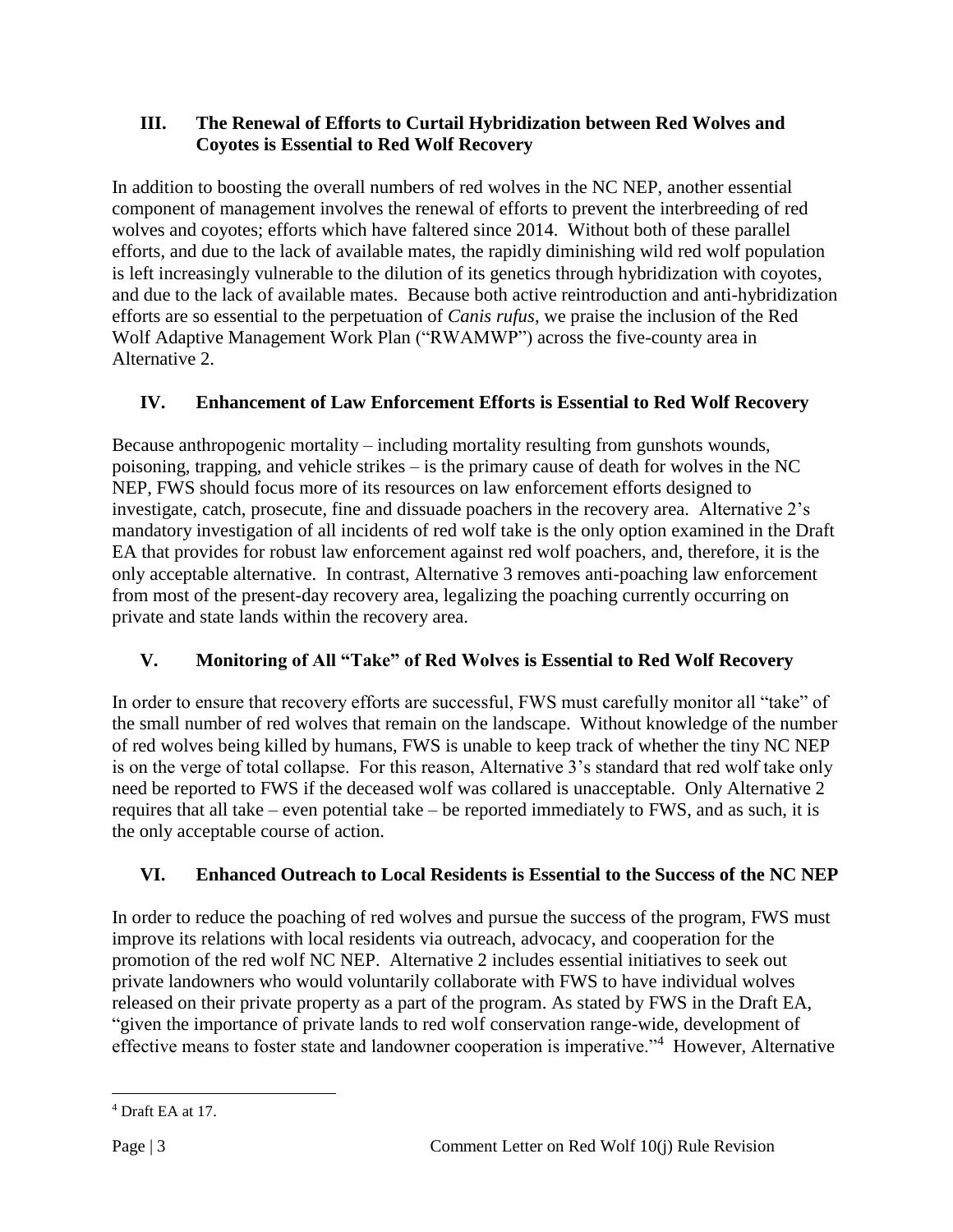## III. The Renewal of Efforts to Curtail Hybridization between Red Wolves and Coyotes is Essential to Red Wolf Recovery

In addition to boosting the overall numbers of red wolves in the NC NEP, another essential component of management involves the renewal of efforts to prevent the interbreeding of red wolves and coyotes; efforts which have faltered since 2014. Without both of these parallel efforts, and due to the lack of available mates, the rapidly diminishing wild red wolf population is left increasingly vulnerable to the dilution of its genetics through hybridization with coyotes, and due to the lack of available mates. Because both active reintroduction and anti-hybridization efforts are so essential to the perpetuation of *Canis rufus*, we praise the inclusion of the Red Wolf Adaptive Management Work Plan ("RWAMWP") across the five-county area in Alternative 2.

## IV. Enhancement of Law Enforcement Efforts is Essential to Red Wolf Recovery

Because anthropogenic mortality – including mortality resulting from gunshots wounds, poisoning, trapping, and vehicle strikes – is the primary cause of death for wolves in the NC NEP, FWS should focus more of its resources on law enforcement efforts designed to investigate, catch, prosecute, fine and dissuade poachers in the recovery area. Alternative 2's mandatory investigation of all incidents of red wolf take is the only option examined in the Draft EA that provides for robust law enforcement against red wolf poachers, and, therefore, it is the only acceptable alternative. In contrast, Alternative 3 removes anti-poaching law enforcement from most of the present-day recovery area, legalizing the poaching currently occurring on private and state lands within the recovery area.

## V. Monitoring of All "Take" of Red Wolves is Essential to Red Wolf Recovery

In order to ensure that recovery efforts are successful, FWS must carefully monitor all "take" of the small number of red wolves that remain on the landscape. Without knowledge of the number of red wolves being killed by humans, FWS is unable to keep track of whether the tiny NC NEP is on the verge of total collapse. For this reason, Alternative 3's standard that red wolf take only need be reported to FWS if the deceased wolf was collared is unacceptable. Only Alternative 2 requires that all take – even potential take – be reported immediately to FWS, and as such, it is the only acceptable course of action.

## VI. Enhanced Outreach to Local Residents is Essential to the Success of the NC NEP

In order to reduce the poaching of red wolves and pursue the success of the program, FWS must improve its relations with local residents via outreach, advocacy, and cooperation for the promotion of the red wolf NC NEP. Alternative 2 includes essential initiatives to seek out private landowners who would voluntarily collaborate with FWS to have individual wolves released on their private property as a part of the program. As stated by FWS in the Draft EA, "given the importance of private lands to red wolf conservation range-wide, development of effective means to foster state and landowner cooperation is imperative."[4] However, Alternative

---

[4] Draft EA at 17.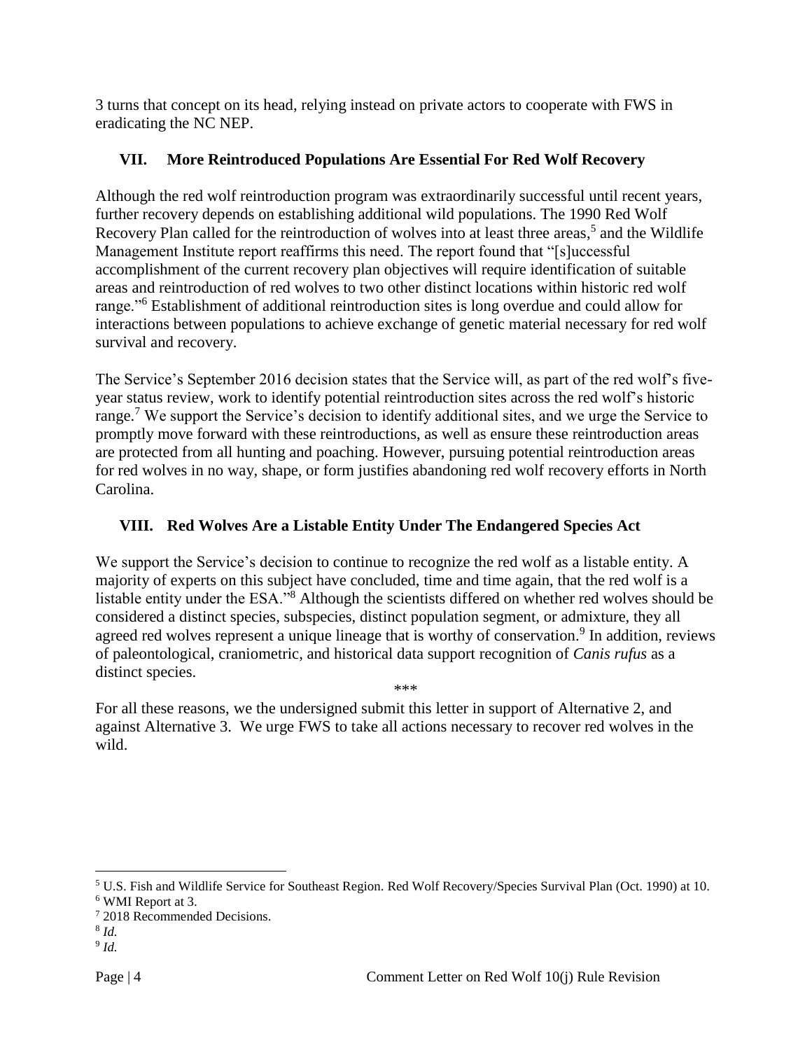3 turns that concept on its head, relying instead on private actors to cooperate with FWS in eradicating the NC NEP.

## VII. More Reintroduced Populations Are Essential For Red Wolf Recovery

Although the red wolf reintroduction program was extraordinarily successful until recent years, further recovery depends on establishing additional wild populations. The 1990 Red Wolf Recovery Plan called for the reintroduction of wolves into at least three areas,[5] and the Wildlife Management Institute report reaffirms this need. The report found that "[s]uccessful accomplishment of the current recovery plan objectives will require identification of suitable areas and reintroduction of red wolves to two other distinct locations within historic red wolf range."[6] Establishment of additional reintroduction sites is long overdue and could allow for interactions between populations to achieve exchange of genetic material necessary for red wolf survival and recovery.

The Service's September 2016 decision states that the Service will, as part of the red wolf's five-year status review, work to identify potential reintroduction sites across the red wolf's historic range.[7] We support the Service's decision to identify additional sites, and we urge the Service to promptly move forward with these reintroductions, as well as ensure these reintroduction areas are protected from all hunting and poaching. However, pursuing potential reintroduction areas for red wolves in no way, shape, or form justifies abandoning red wolf recovery efforts in North Carolina.

## VIII. Red Wolves Are a Listable Entity Under The Endangered Species Act

We support the Service's decision to continue to recognize the red wolf as a listable entity. A majority of experts on this subject have concluded, time and time again, that the red wolf is a listable entity under the ESA."[8] Although the scientists differed on whether red wolves should be considered a distinct species, subspecies, distinct population segment, or admixture, they all agreed red wolves represent a unique lineage that is worthy of conservation.[9] In addition, reviews of paleontological, craniometric, and historical data support recognition of *Canis rufus* as a distinct species.

\*\*\*

For all these reasons, we the undersigned submit this letter in support of Alternative 2, and against Alternative 3. We urge FWS to take all actions necessary to recover red wolves in the wild.

---

[5] U.S. Fish and Wildlife Service for Southeast Region. Red Wolf Recovery/Species Survival Plan (Oct. 1990) at 10.

[6] WMI Report at 3.

[7] 2018 Recommended Decisions.

[8] *Id.*

[9] *Id.*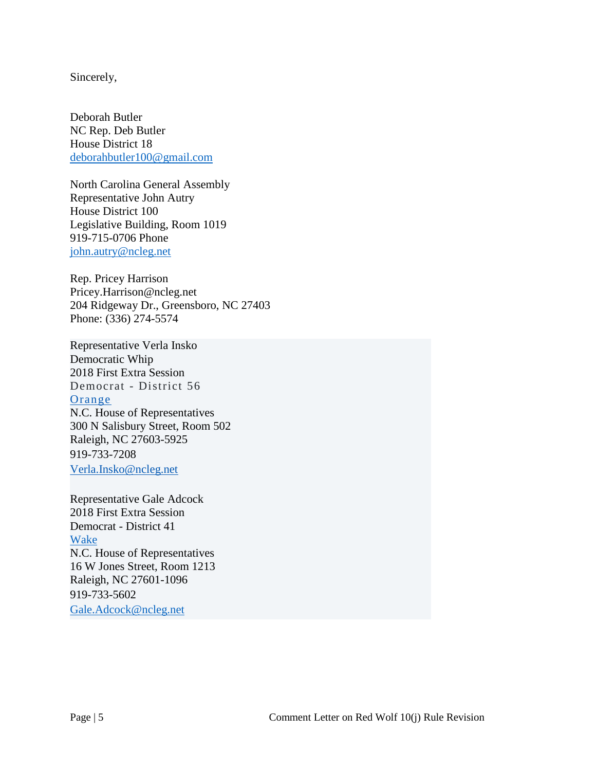Sincerely,

Deborah Butler  
NC Rep. Deb Butler  
House District 18  
deborahbutler100@gmail.com

North Carolina General Assembly  
Representative John Autry  
House District 100  
Legislative Building, Room 1019  
919-715-0706 Phone  
john.autry@ncleg.net

Rep. Pricey Harrison  
Pricey.Harrison@ncleg.net  
204 Ridgeway Dr., Greensboro, NC 27403  
Phone: (336) 274-5574

Representative Verla Insko  
Democratic Whip  
2018 First Extra Session  
Democrat - District 56  
Orange  
N.C. House of Representatives  
300 N Salisbury Street, Room 502  
Raleigh, NC 27603-5925  
919-733-7208  
Verla.Insko@ncleg.net

Representative Gale Adcock  
2018 First Extra Session  
Democrat - District 41  
Wake  
N.C. House of Representatives  
16 W Jones Street, Room 1213  
Raleigh, NC 27601-1096  
919-733-5602  
Gale.Adcock@ncleg.net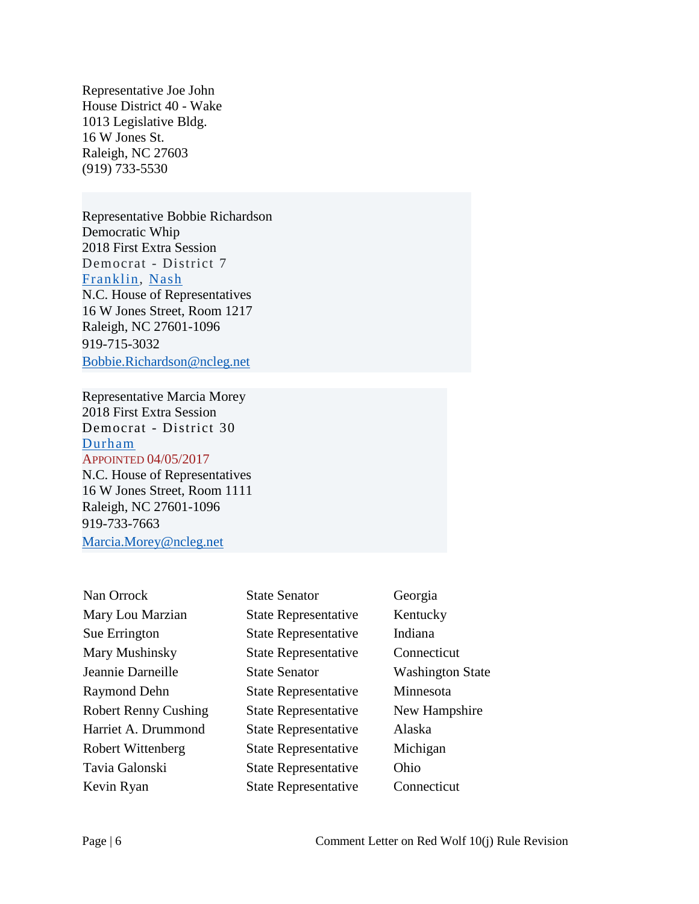Representative Joe John
House District 40 - Wake
1013 Legislative Bldg.
16 W Jones St.
Raleigh, NC 27603
(919) 733-5530

Representative Bobbie Richardson
Democratic Whip
2018 First Extra Session
Democrat - District 7
Franklin, Nash
N.C. House of Representatives
16 W Jones Street, Room 1217
Raleigh, NC 27601-1096
919-715-3032
Bobbie.Richardson@ncleg.net

Representative Marcia Morey
2018 First Extra Session
Democrat - District 30
Durham
APPOINTED 04/05/2017
N.C. House of Representatives
16 W Jones Street, Room 1111
Raleigh, NC 27601-1096
919-733-7663
Marcia.Morey@ncleg.net

| | | |
|---|---|---|
| Nan Orrock | State Senator | Georgia |
| Mary Lou Marzian | State Representative | Kentucky |
| Sue Errington | State Representative | Indiana |
| Mary Mushinsky | State Representative | Connecticut |
| Jeannie Darneille | State Senator | Washington State |
| Raymond Dehn | State Representative | Minnesota |
| Robert Renny Cushing | State Representative | New Hampshire |
| Harriet A. Drummond | State Representative | Alaska |
| Robert Wittenberg | State Representative | Michigan |
| Tavia Galonski | State Representative | Ohio |
| Kevin Ryan | State Representative | Connecticut |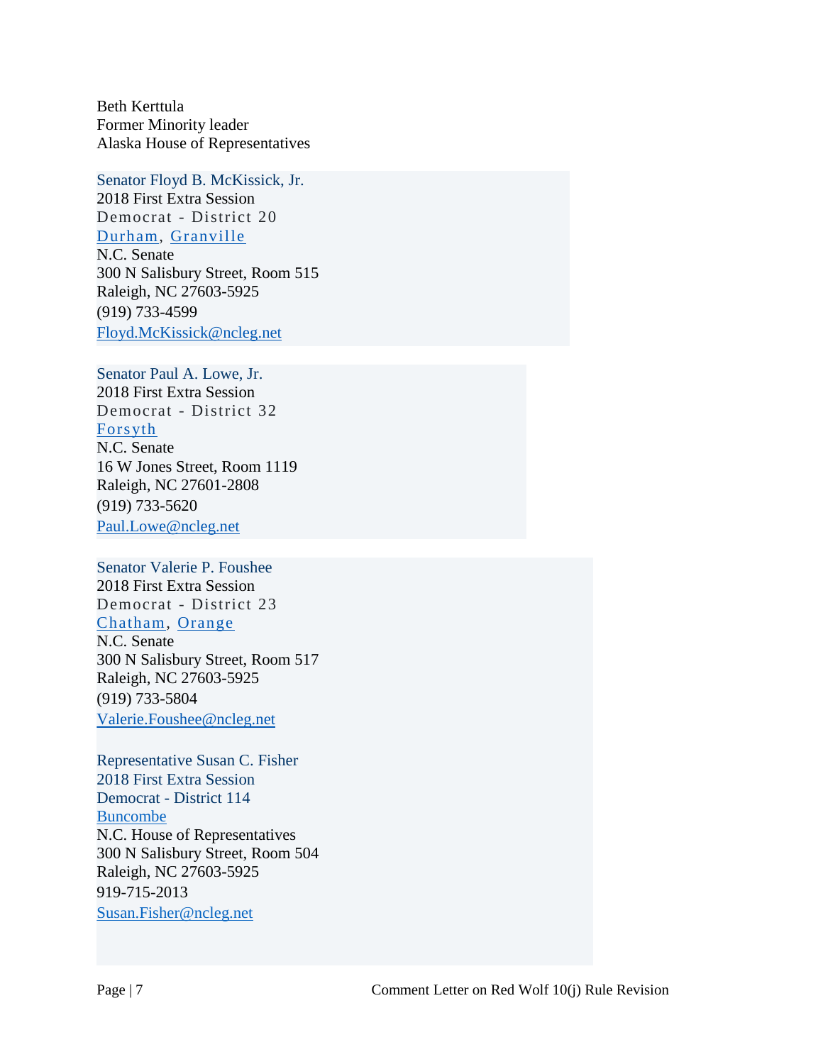Beth Kerttula
Former Minority leader
Alaska House of Representatives

Senator Floyd B. McKissick, Jr.
2018 First Extra Session
Democrat - District 20
Durham, Granville
N.C. Senate
300 N Salisbury Street, Room 515
Raleigh, NC 27603-5925
(919) 733-4599
Floyd.McKissick@ncleg.net

Senator Paul A. Lowe, Jr.
2018 First Extra Session
Democrat - District 32
Forsyth
N.C. Senate
16 W Jones Street, Room 1119
Raleigh, NC 27601-2808
(919) 733-5620
Paul.Lowe@ncleg.net

Senator Valerie P. Foushee
2018 First Extra Session
Democrat - District 23
Chatham, Orange
N.C. Senate
300 N Salisbury Street, Room 517
Raleigh, NC 27603-5925
(919) 733-5804
Valerie.Foushee@ncleg.net

Representative Susan C. Fisher
2018 First Extra Session
Democrat - District 114
Buncombe
N.C. House of Representatives
300 N Salisbury Street, Room 504
Raleigh, NC 27603-5925
919-715-2013
Susan.Fisher@ncleg.net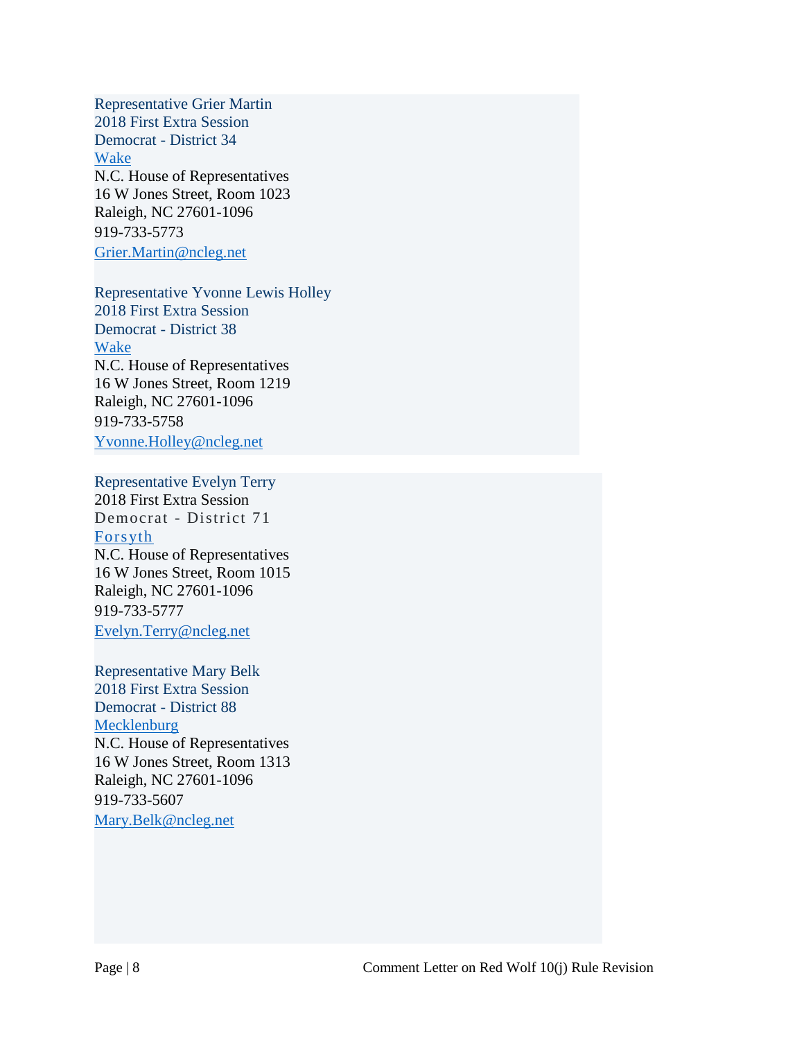Representative Grier Martin
2018 First Extra Session
Democrat - District 34
Wake
N.C. House of Representatives
16 W Jones Street, Room 1023
Raleigh, NC 27601-1096
919-733-5773
Grier.Martin@ncleg.net

Representative Yvonne Lewis Holley
2018 First Extra Session
Democrat - District 38
Wake
N.C. House of Representatives
16 W Jones Street, Room 1219
Raleigh, NC 27601-1096
919-733-5758
Yvonne.Holley@ncleg.net

Representative Evelyn Terry
2018 First Extra Session
Democrat - District 71
Forsyth
N.C. House of Representatives
16 W Jones Street, Room 1015
Raleigh, NC 27601-1096
919-733-5777
Evelyn.Terry@ncleg.net

Representative Mary Belk
2018 First Extra Session
Democrat - District 88
Mecklenburg
N.C. House of Representatives
16 W Jones Street, Room 1313
Raleigh, NC 27601-1096
919-733-5607
Mary.Belk@ncleg.net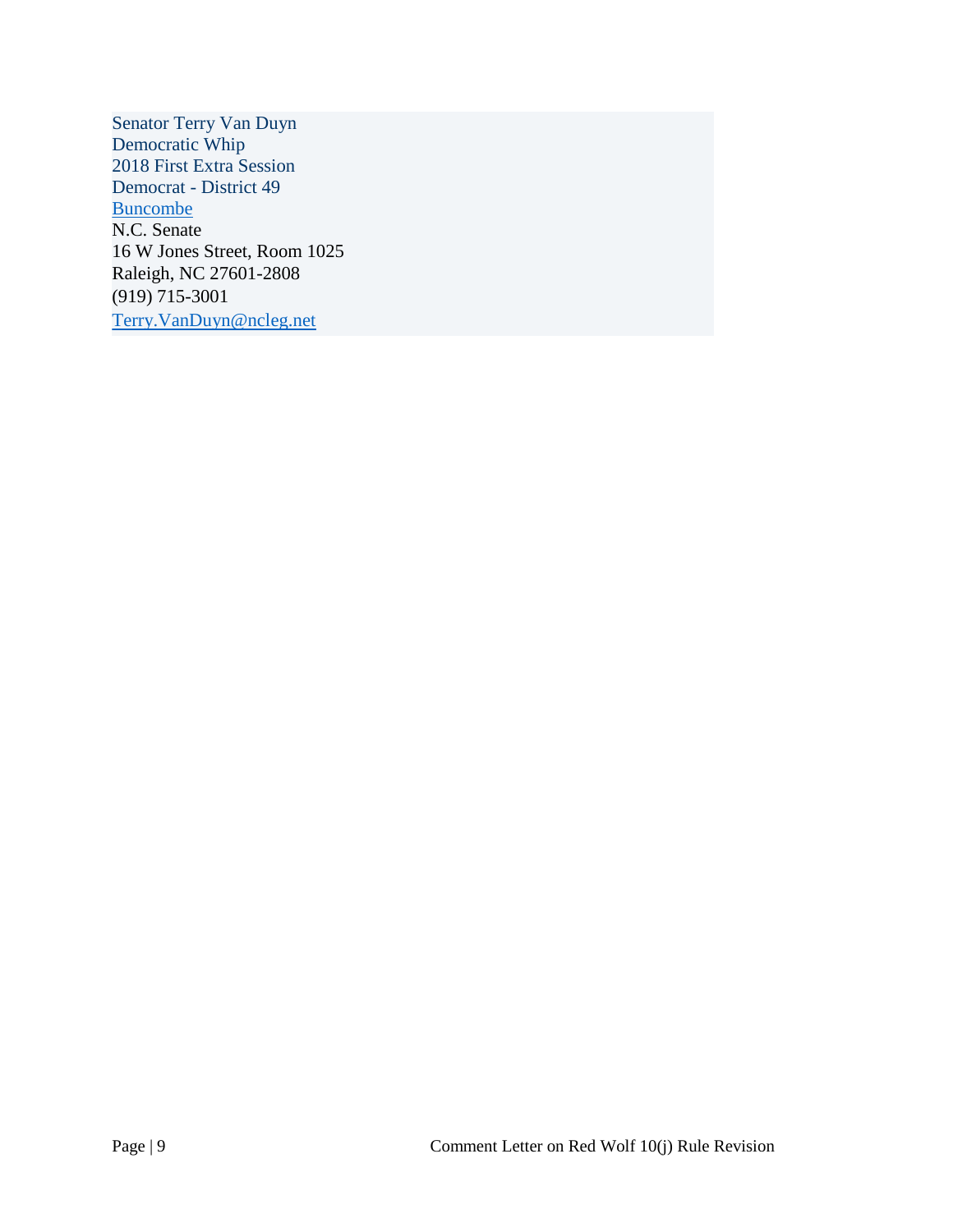Senator Terry Van Duyn
Democratic Whip
2018 First Extra Session
Democrat - District 49
Buncombe
N.C. Senate
16 W Jones Street, Room 1025
Raleigh, NC 27601-2808
(919) 715-3001
Terry.VanDuyn@ncleg.net